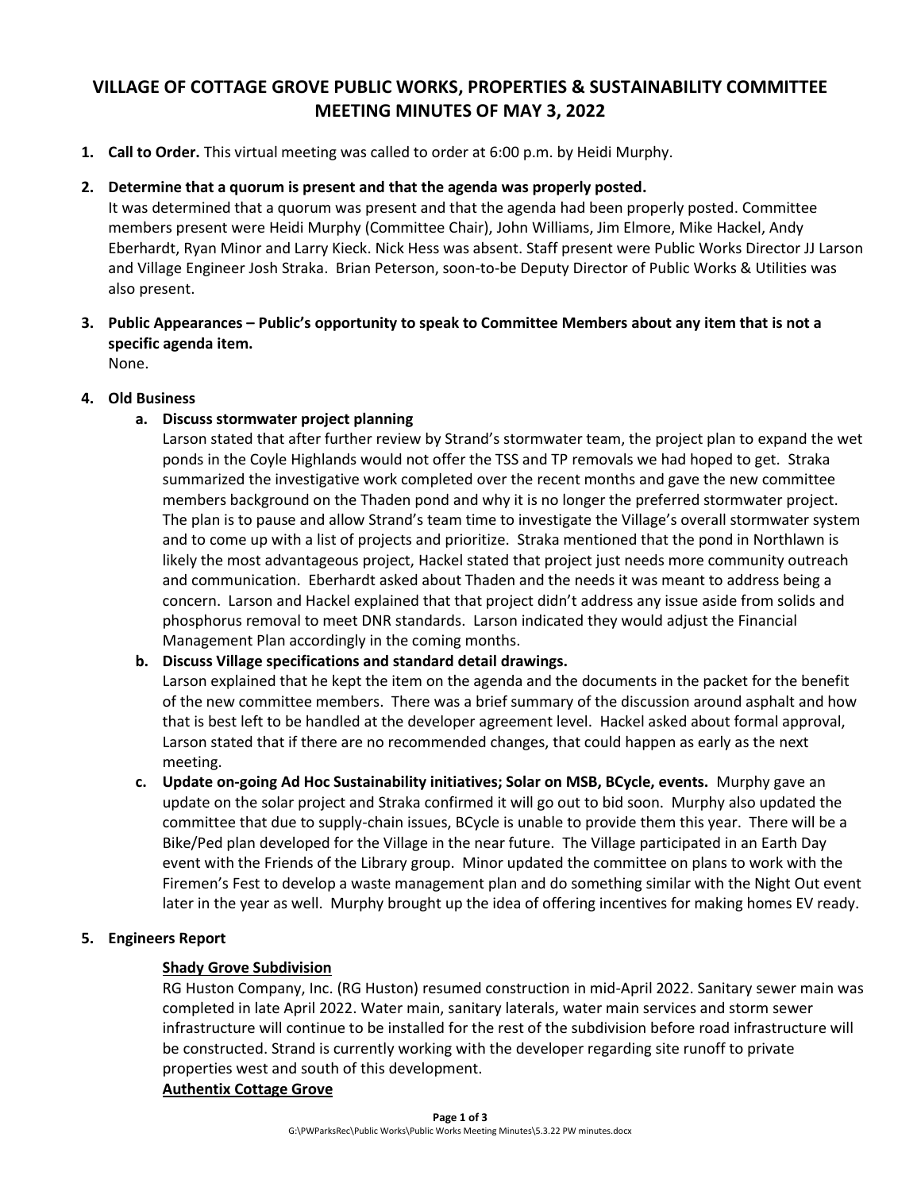# VILLAGE OF COTTAGE GROVE PUBLIC WORKS, PROPERTIES & SUSTAINABILITY COMMITTEE MEETING MINUTES OF MAY 3, 2022

1. **Call to Order.** This virtual meeting was called to order at 6:00 p.m. by Heidi Murphy.

2. **Determine that a quorum is present and that the agenda was properly posted.**
   It was determined that a quorum was present and that the agenda had been properly posted. Committee members present were Heidi Murphy (Committee Chair), John Williams, Jim Elmore, Mike Hackel, Andy Eberhardt, Ryan Minor and Larry Kieck. Nick Hess was absent. Staff present were Public Works Director JJ Larson and Village Engineer Josh Straka. Brian Peterson, soon-to-be Deputy Director of Public Works & Utilities was also present.

3. **Public Appearances – Public's opportunity to speak to Committee Members about any item that is not a specific agenda item.**
   None.

4. **Old Business**
   a. **Discuss stormwater project planning**
      Larson stated that after further review by Strand's stormwater team, the project plan to expand the wet ponds in the Coyle Highlands would not offer the TSS and TP removals we had hoped to get. Straka summarized the investigative work completed over the recent months and gave the new committee members background on the Thaden pond and why it is no longer the preferred stormwater project. The plan is to pause and allow Strand's team time to investigate the Village's overall stormwater system and to come up with a list of projects and prioritize. Straka mentioned that the pond in Northlawn is likely the most advantageous project, Hackel stated that project just needs more community outreach and communication. Eberhardt asked about Thaden and the needs it was meant to address being a concern. Larson and Hackel explained that that project didn't address any issue aside from solids and phosphorus removal to meet DNR standards. Larson indicated they would adjust the Financial Management Plan accordingly in the coming months.

   b. **Discuss Village specifications and standard detail drawings.**
      Larson explained that he kept the item on the agenda and the documents in the packet for the benefit of the new committee members. There was a brief summary of the discussion around asphalt and how that is best left to be handled at the developer agreement level. Hackel asked about formal approval, Larson stated that if there are no recommended changes, that could happen as early as the next meeting.

   c. **Update on-going Ad Hoc Sustainability initiatives; Solar on MSB, BCycle, events.** Murphy gave an update on the solar project and Straka confirmed it will go out to bid soon. Murphy also updated the committee that due to supply-chain issues, BCycle is unable to provide them this year. There will be a Bike/Ped plan developed for the Village in the near future. The Village participated in an Earth Day event with the Friends of the Library group. Minor updated the committee on plans to work with the Firemen's Fest to develop a waste management plan and do something similar with the Night Out event later in the year as well. Murphy brought up the idea of offering incentives for making homes EV ready.

5. **Engineers Report**

   **<u>Shady Grove Subdivision</u>**
   RG Huston Company, Inc. (RG Huston) resumed construction in mid-April 2022. Sanitary sewer main was completed in late April 2022. Water main, sanitary laterals, water main services and storm sewer infrastructure will continue to be installed for the rest of the subdivision before road infrastructure will be constructed. Strand is currently working with the developer regarding site runoff to private properties west and south of this development.

   **<u>Authentix Cottage Grove</u>**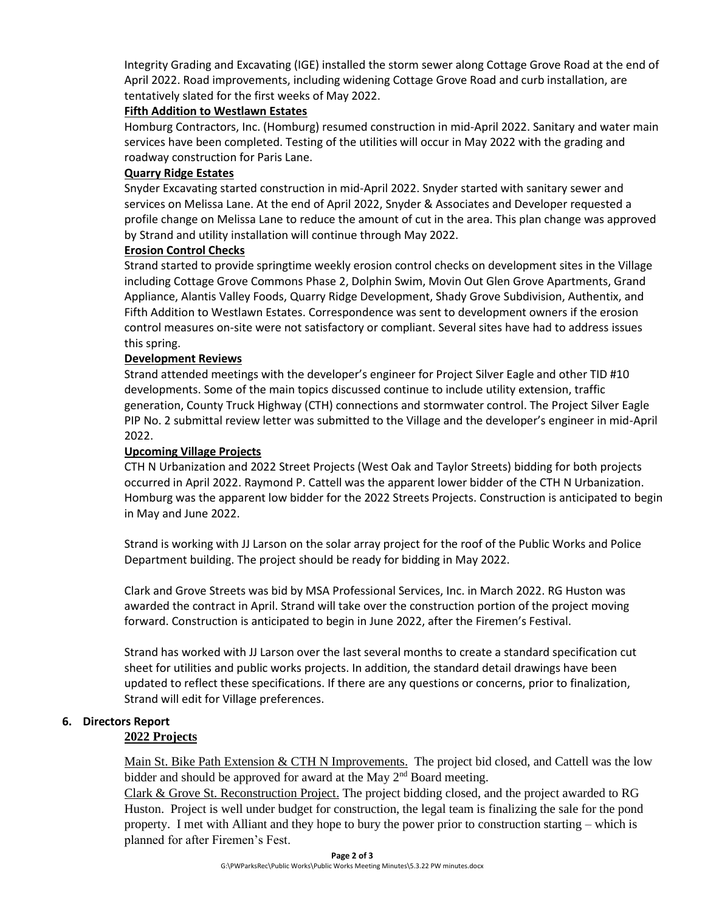Integrity Grading and Excavating (IGE) installed the storm sewer along Cottage Grove Road at the end of April 2022. Road improvements, including widening Cottage Grove Road and curb installation, are tentatively slated for the first weeks of May 2022.

**Fifth Addition to Westlawn Estates**

Homburg Contractors, Inc. (Homburg) resumed construction in mid-April 2022. Sanitary and water main services have been completed. Testing of the utilities will occur in May 2022 with the grading and roadway construction for Paris Lane.

**Quarry Ridge Estates**

Snyder Excavating started construction in mid-April 2022. Snyder started with sanitary sewer and services on Melissa Lane. At the end of April 2022, Snyder & Associates and Developer requested a profile change on Melissa Lane to reduce the amount of cut in the area. This plan change was approved by Strand and utility installation will continue through May 2022.

**Erosion Control Checks**

Strand started to provide springtime weekly erosion control checks on development sites in the Village including Cottage Grove Commons Phase 2, Dolphin Swim, Movin Out Glen Grove Apartments, Grand Appliance, Alantis Valley Foods, Quarry Ridge Development, Shady Grove Subdivision, Authentix, and Fifth Addition to Westlawn Estates. Correspondence was sent to development owners if the erosion control measures on-site were not satisfactory or compliant. Several sites have had to address issues this spring.

**Development Reviews**

Strand attended meetings with the developer's engineer for Project Silver Eagle and other TID #10 developments. Some of the main topics discussed continue to include utility extension, traffic generation, County Truck Highway (CTH) connections and stormwater control. The Project Silver Eagle PIP No. 2 submittal review letter was submitted to the Village and the developer's engineer in mid-April 2022.

**Upcoming Village Projects**

CTH N Urbanization and 2022 Street Projects (West Oak and Taylor Streets) bidding for both projects occurred in April 2022. Raymond P. Cattell was the apparent lower bidder of the CTH N Urbanization. Homburg was the apparent low bidder for the 2022 Streets Projects. Construction is anticipated to begin in May and June 2022.

Strand is working with JJ Larson on the solar array project for the roof of the Public Works and Police Department building. The project should be ready for bidding in May 2022.

Clark and Grove Streets was bid by MSA Professional Services, Inc. in March 2022. RG Huston was awarded the contract in April. Strand will take over the construction portion of the project moving forward. Construction is anticipated to begin in June 2022, after the Firemen's Festival.

Strand has worked with JJ Larson over the last several months to create a standard specification cut sheet for utilities and public works projects. In addition, the standard detail drawings have been updated to reflect these specifications. If there are any questions or concerns, prior to finalization, Strand will edit for Village preferences.

## 6. Directors Report

**2022 Projects**

Main St. Bike Path Extension & CTH N Improvements. The project bid closed, and Cattell was the low bidder and should be approved for award at the May 2nd Board meeting.

Clark & Grove St. Reconstruction Project. The project bidding closed, and the project awarded to RG Huston. Project is well under budget for construction, the legal team is finalizing the sale for the pond property. I met with Alliant and they hope to bury the power prior to construction starting – which is planned for after Firemen's Fest.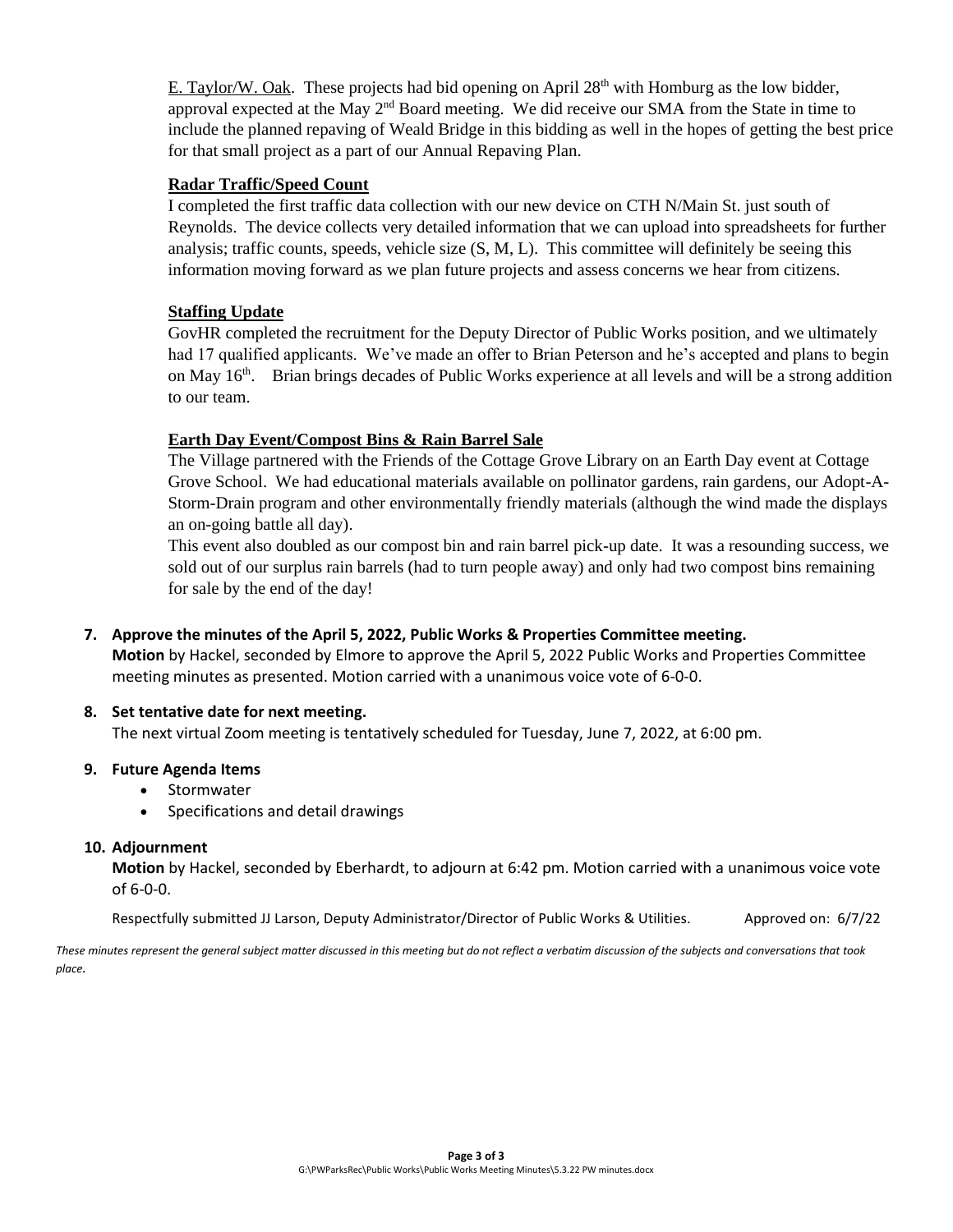E. Taylor/W. Oak. These projects had bid opening on April 28th with Homburg as the low bidder, approval expected at the May 2nd Board meeting. We did receive our SMA from the State in time to include the planned repaving of Weald Bridge in this bidding as well in the hopes of getting the best price for that small project as a part of our Annual Repaving Plan.

**Radar Traffic/Speed Count**

I completed the first traffic data collection with our new device on CTH N/Main St. just south of Reynolds. The device collects very detailed information that we can upload into spreadsheets for further analysis; traffic counts, speeds, vehicle size (S, M, L). This committee will definitely be seeing this information moving forward as we plan future projects and assess concerns we hear from citizens.

**Staffing Update**

GovHR completed the recruitment for the Deputy Director of Public Works position, and we ultimately had 17 qualified applicants. We've made an offer to Brian Peterson and he's accepted and plans to begin on May 16th. Brian brings decades of Public Works experience at all levels and will be a strong addition to our team.

**Earth Day Event/Compost Bins & Rain Barrel Sale**

The Village partnered with the Friends of the Cottage Grove Library on an Earth Day event at Cottage Grove School. We had educational materials available on pollinator gardens, rain gardens, our Adopt-A-Storm-Drain program and other environmentally friendly materials (although the wind made the displays an on-going battle all day).

This event also doubled as our compost bin and rain barrel pick-up date. It was a resounding success, we sold out of our surplus rain barrels (had to turn people away) and only had two compost bins remaining for sale by the end of the day!

**7. Approve the minutes of the April 5, 2022, Public Works & Properties Committee meeting.**

**Motion** by Hackel, seconded by Elmore to approve the April 5, 2022 Public Works and Properties Committee meeting minutes as presented. Motion carried with a unanimous voice vote of 6-0-0.

**8. Set tentative date for next meeting.**

The next virtual Zoom meeting is tentatively scheduled for Tuesday, June 7, 2022, at 6:00 pm.

**9. Future Agenda Items**

- Stormwater
- Specifications and detail drawings

**10. Adjournment**

**Motion** by Hackel, seconded by Eberhardt, to adjourn at 6:42 pm. Motion carried with a unanimous voice vote of 6-0-0.

Respectfully submitted JJ Larson, Deputy Administrator/Director of Public Works & Utilities. Approved on: 6/7/22

*These minutes represent the general subject matter discussed in this meeting but do not reflect a verbatim discussion of the subjects and conversations that took place.*